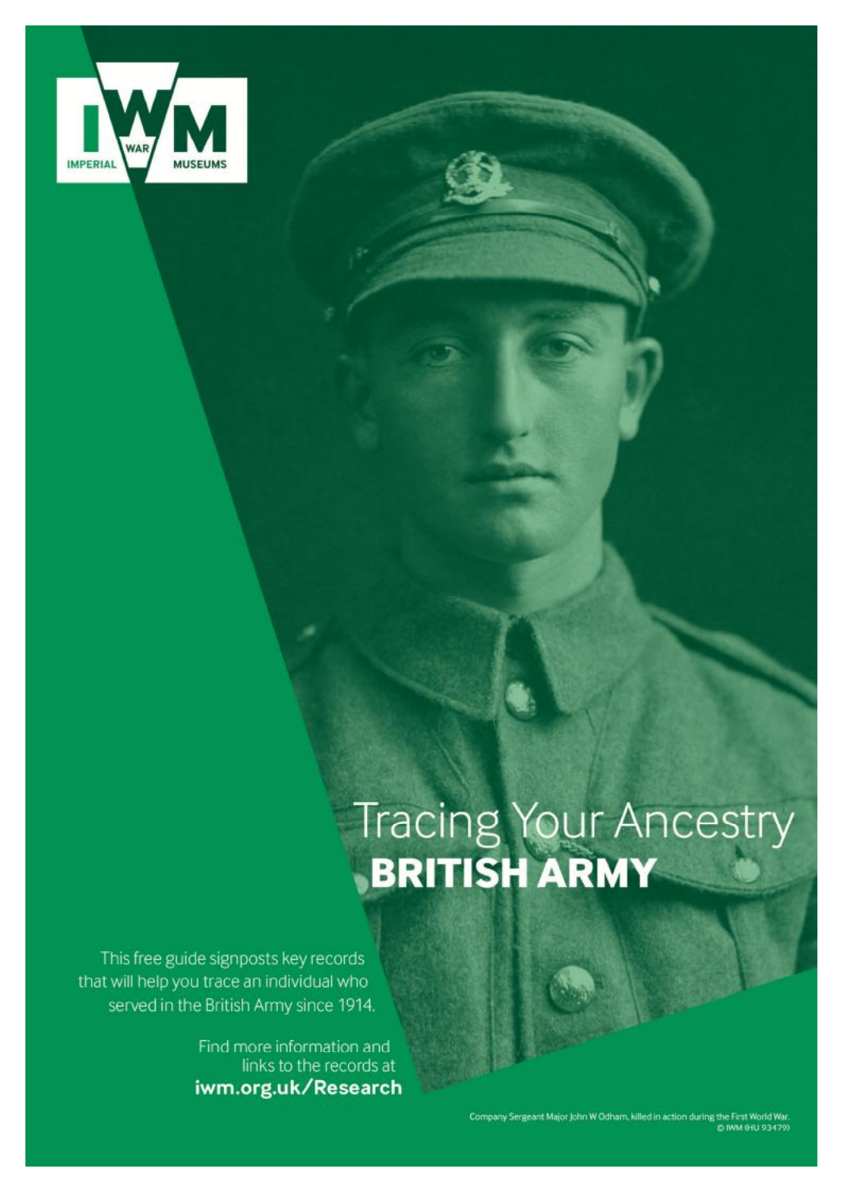IMPERIAL WAR MUSEUMS

# Tracing Your Ancestry
## BRITISH ARMY

This free guide signposts key records that will help you trace an individual who served in the British Army since 1914.

Find more information and links to the records at
**iwm.org.uk/Research**

Company Sergeant Major John W Odham, killed in action during the First World War.
© IWM (HU 93479)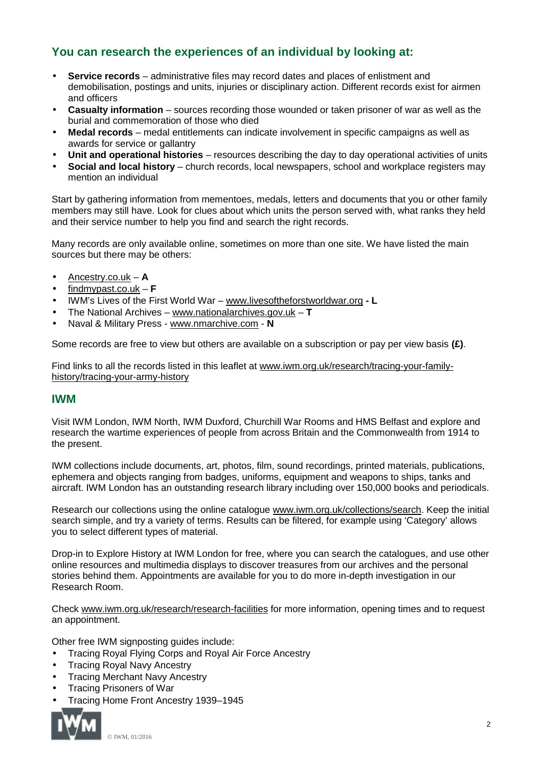## You can research the experiences of an individual by looking at:

- **Service records** – administrative files may record dates and places of enlistment and demobilisation, postings and units, injuries or disciplinary action. Different records exist for airmen and officers
- **Casualty information** – sources recording those wounded or taken prisoner of war as well as the burial and commemoration of those who died
- **Medal records** – medal entitlements can indicate involvement in specific campaigns as well as awards for service or gallantry
- **Unit and operational histories** – resources describing the day to day operational activities of units
- **Social and local history** – church records, local newspapers, school and workplace registers may mention an individual

Start by gathering information from mementoes, medals, letters and documents that you or other family members may still have. Look for clues about which units the person served with, what ranks they held and their service number to help you find and search the right records.

Many records are only available online, sometimes on more than one site. We have listed the main sources but there may be others:

- Ancestry.co.uk – **A**
- findmypast.co.uk – **F**
- IWM's Lives of the First World War – www.livesoftheforstworldwar.org **- L**
- The National Archives – www.nationalarchives.gov.uk – **T**
- Naval & Military Press - www.nmarchive.com - **N**

Some records are free to view but others are available on a subscription or pay per view basis **(£)**.

Find links to all the records listed in this leaflet at www.iwm.org.uk/research/tracing-your-family-history/tracing-your-army-history

## IWM

Visit IWM London, IWM North, IWM Duxford, Churchill War Rooms and HMS Belfast and explore and research the wartime experiences of people from across Britain and the Commonwealth from 1914 to the present.

IWM collections include documents, art, photos, film, sound recordings, printed materials, publications, ephemera and objects ranging from badges, uniforms, equipment and weapons to ships, tanks and aircraft. IWM London has an outstanding research library including over 150,000 books and periodicals.

Research our collections using the online catalogue www.iwm.org.uk/collections/search. Keep the initial search simple, and try a variety of terms. Results can be filtered, for example using 'Category' allows you to select different types of material.

Drop-in to Explore History at IWM London for free, where you can search the catalogues, and use other online resources and multimedia displays to discover treasures from our archives and the personal stories behind them. Appointments are available for you to do more in-depth investigation in our Research Room.

Check www.iwm.org.uk/research/research-facilities for more information, opening times and to request an appointment.

Other free IWM signposting guides include:

- Tracing Royal Flying Corps and Royal Air Force Ancestry
- Tracing Royal Navy Ancestry
- Tracing Merchant Navy Ancestry
- Tracing Prisoners of War
- Tracing Home Front Ancestry 1939–1945

© IWM, 01/2016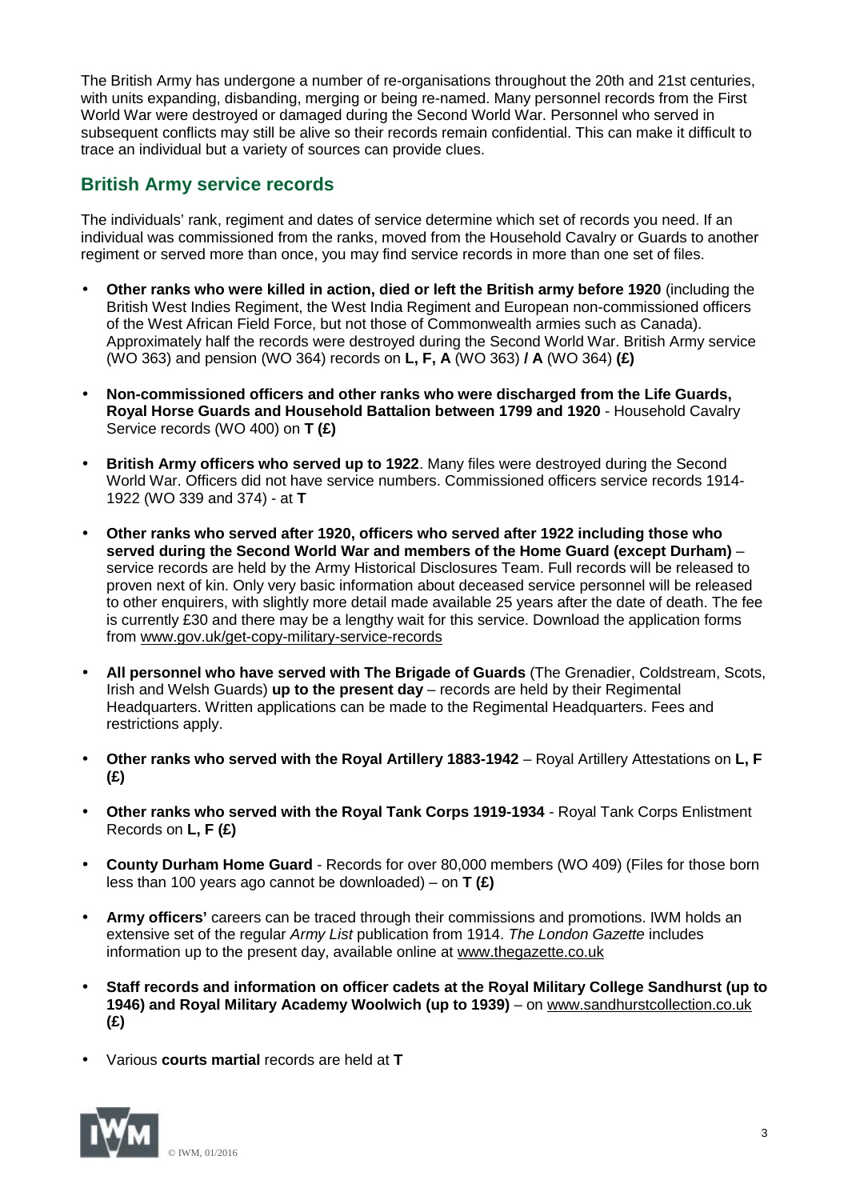The British Army has undergone a number of re-organisations throughout the 20th and 21st centuries, with units expanding, disbanding, merging or being re-named. Many personnel records from the First World War were destroyed or damaged during the Second World War. Personnel who served in subsequent conflicts may still be alive so their records remain confidential. This can make it difficult to trace an individual but a variety of sources can provide clues.

## British Army service records

The individuals' rank, regiment and dates of service determine which set of records you need. If an individual was commissioned from the ranks, moved from the Household Cavalry or Guards to another regiment or served more than once, you may find service records in more than one set of files.

- **Other ranks who were killed in action, died or left the British army before 1920** (including the British West Indies Regiment, the West India Regiment and European non-commissioned officers of the West African Field Force, but not those of Commonwealth armies such as Canada). Approximately half the records were destroyed during the Second World War. British Army service (WO 363) and pension (WO 364) records on **L, F, A** (WO 363) **/ A** (WO 364) **(£)**
- **Non-commissioned officers and other ranks who were discharged from the Life Guards, Royal Horse Guards and Household Battalion between 1799 and 1920** - Household Cavalry Service records (WO 400) on **T (£)**
- **British Army officers who served up to 1922**. Many files were destroyed during the Second World War. Officers did not have service numbers. Commissioned officers service records 1914-1922 (WO 339 and 374) - at **T**
- **Other ranks who served after 1920, officers who served after 1922 including those who served during the Second World War and members of the Home Guard (except Durham)** – service records are held by the Army Historical Disclosures Team. Full records will be released to proven next of kin. Only very basic information about deceased service personnel will be released to other enquirers, with slightly more detail made available 25 years after the date of death. The fee is currently £30 and there may be a lengthy wait for this service. Download the application forms from www.gov.uk/get-copy-military-service-records
- **All personnel who have served with The Brigade of Guards** (The Grenadier, Coldstream, Scots, Irish and Welsh Guards) **up to the present day** – records are held by their Regimental Headquarters. Written applications can be made to the Regimental Headquarters. Fees and restrictions apply.
- **Other ranks who served with the Royal Artillery 1883-1942** – Royal Artillery Attestations on **L, F (£)**
- **Other ranks who served with the Royal Tank Corps 1919-1934** - Royal Tank Corps Enlistment Records on **L, F (£)**
- **County Durham Home Guard** - Records for over 80,000 members (WO 409) (Files for those born less than 100 years ago cannot be downloaded) – on **T (£)**
- **Army officers'** careers can be traced through their commissions and promotions. IWM holds an extensive set of the regular *Army List* publication from 1914. *The London Gazette* includes information up to the present day, available online at www.thegazette.co.uk
- **Staff records and information on officer cadets at the Royal Military College Sandhurst (up to 1946) and Royal Military Academy Woolwich (up to 1939)** – on www.sandhurstcollection.co.uk **(£)**
- Various **courts martial** records are held at **T**

© IWM, 01/2016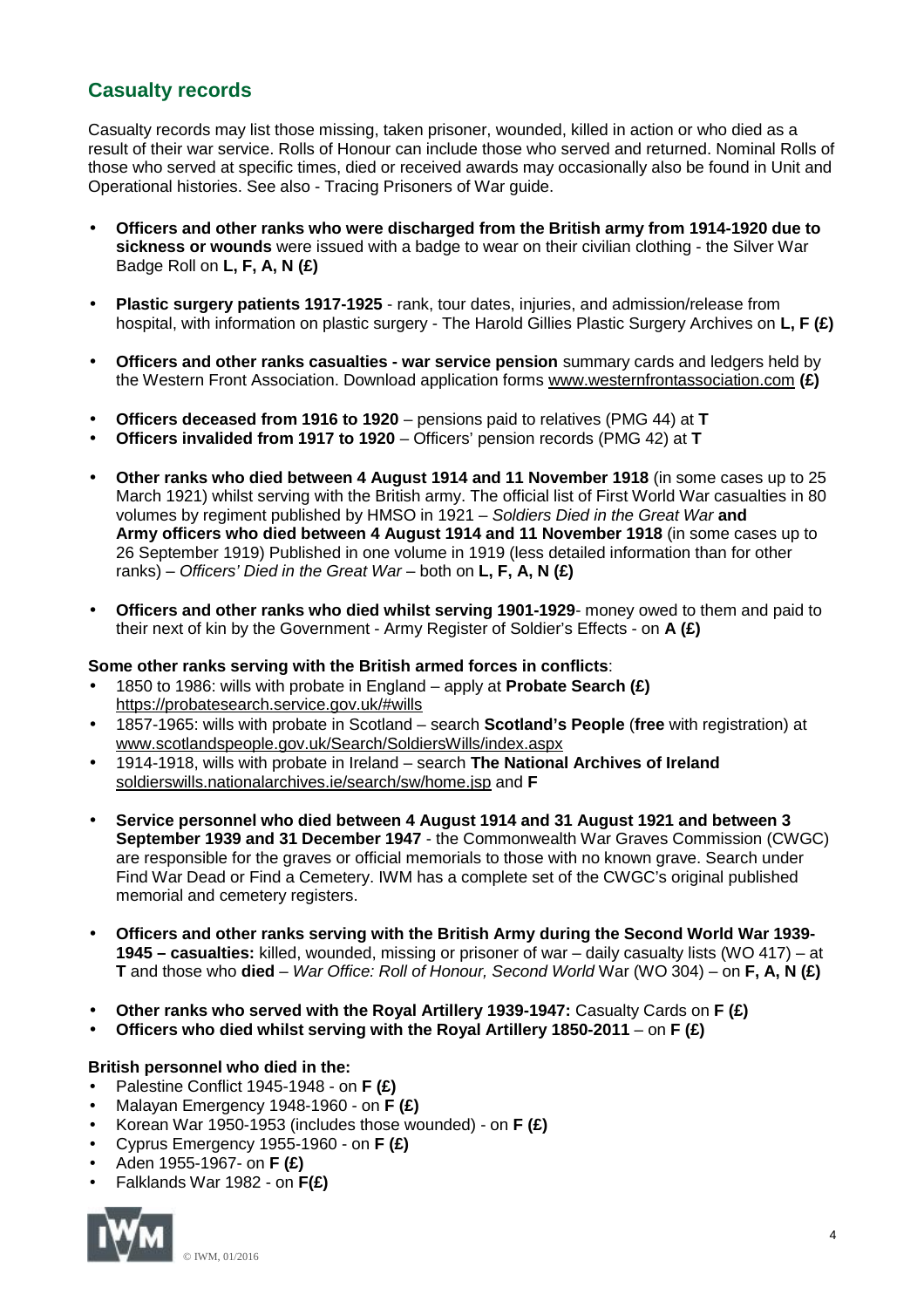## Casualty records

Casualty records may list those missing, taken prisoner, wounded, killed in action or who died as a result of their war service. Rolls of Honour can include those who served and returned. Nominal Rolls of those who served at specific times, died or received awards may occasionally also be found in Unit and Operational histories. See also - Tracing Prisoners of War guide.

- **Officers and other ranks who were discharged from the British army from 1914-1920 due to sickness or wounds** were issued with a badge to wear on their civilian clothing - the Silver War Badge Roll on **L, F, A, N (£)**

- **Plastic surgery patients 1917-1925** - rank, tour dates, injuries, and admission/release from hospital, with information on plastic surgery - The Harold Gillies Plastic Surgery Archives on **L, F (£)**

- **Officers and other ranks casualties - war service pension** summary cards and ledgers held by the Western Front Association. Download application forms www.westernfrontassociation.com **(£)**

- **Officers deceased from 1916 to 1920** – pensions paid to relatives (PMG 44) at **T**
- **Officers invalided from 1917 to 1920** – Officers' pension records (PMG 42) at **T**

- **Other ranks who died between 4 August 1914 and 11 November 1918** (in some cases up to 25 March 1921) whilst serving with the British army. The official list of First World War casualties in 80 volumes by regiment published by HMSO in 1921 – *Soldiers Died in the Great War* **and Army officers who died between 4 August 1914 and 11 November 1918** (in some cases up to 26 September 1919) Published in one volume in 1919 (less detailed information than for other ranks) – *Officers' Died in the Great War* – both on **L, F, A, N (£)**

- **Officers and other ranks who died whilst serving 1901-1929**- money owed to them and paid to their next of kin by the Government - Army Register of Soldier's Effects - on **A (£)**

**Some other ranks serving with the British armed forces in conflicts**:

- 1850 to 1986: wills with probate in England – apply at **Probate Search (£)** https://probatesearch.service.gov.uk/#wills
- 1857-1965: wills with probate in Scotland – search **Scotland's People** (**free** with registration) at www.scotlandspeople.gov.uk/Search/SoldiersWills/index.aspx
- 1914-1918, wills with probate in Ireland – search **The National Archives of Ireland** soldierswills.nationalarchives.ie/search/sw/home.jsp and **F**

- **Service personnel who died between 4 August 1914 and 31 August 1921 and between 3 September 1939 and 31 December 1947** - the Commonwealth War Graves Commission (CWGC) are responsible for the graves or official memorials to those with no known grave. Search under Find War Dead or Find a Cemetery. IWM has a complete set of the CWGC's original published memorial and cemetery registers.

- **Officers and other ranks serving with the British Army during the Second World War 1939-1945 – casualties:** killed, wounded, missing or prisoner of war – daily casualty lists (WO 417) – at **T** and those who **died** – *War Office: Roll of Honour, Second World* War (WO 304) – on **F, A, N (£)**

- **Other ranks who served with the Royal Artillery 1939-1947:** Casualty Cards on **F (£)**
- **Officers who died whilst serving with the Royal Artillery 1850-2011** – on **F (£)**

**British personnel who died in the:**

- Palestine Conflict 1945-1948 - on **F (£)**
- Malayan Emergency 1948-1960 - on **F (£)**
- Korean War 1950-1953 (includes those wounded) - on **F (£)**
- Cyprus Emergency 1955-1960 - on **F (£)**
- Aden 1955-1967- on **F (£)**
- Falklands War 1982 - on **F(£)**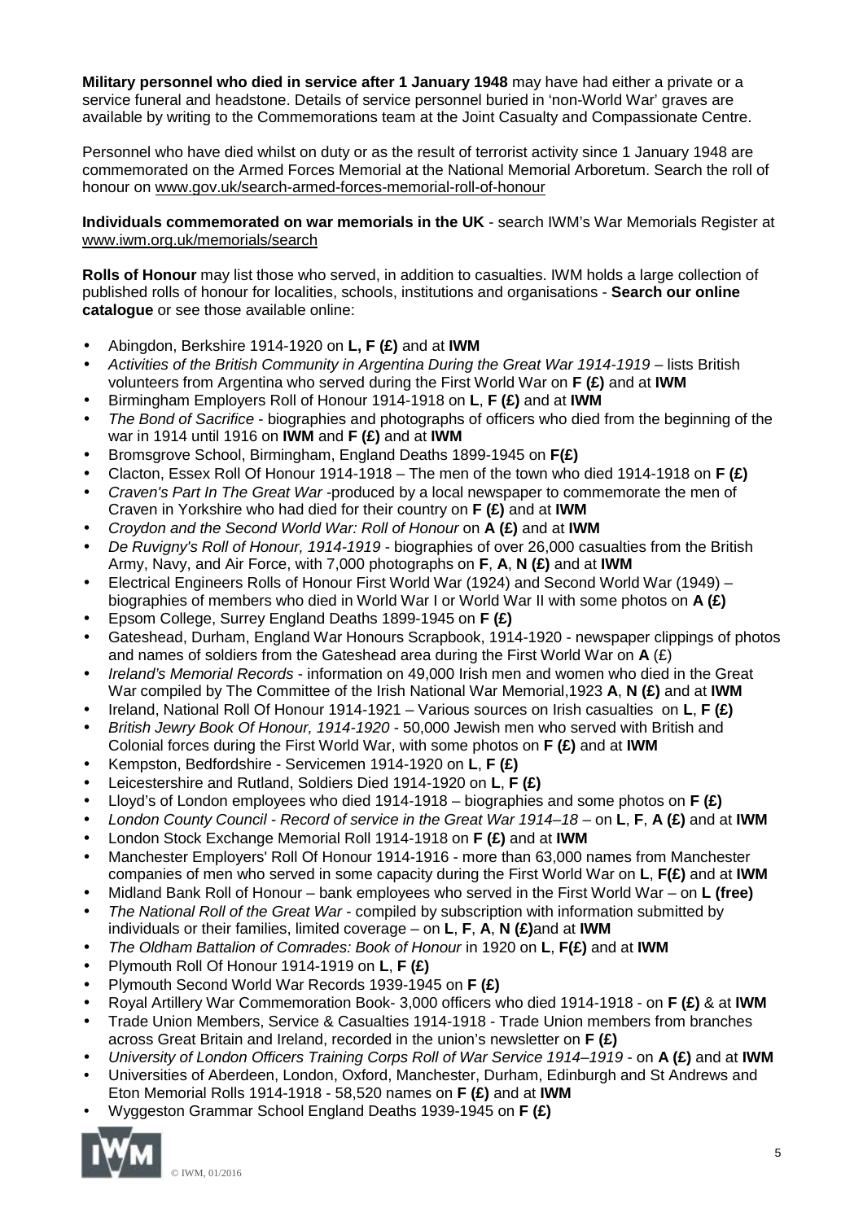**Military personnel who died in service after 1 January 1948** may have had either a private or a service funeral and headstone. Details of service personnel buried in 'non-World War' graves are available by writing to the Commemorations team at the Joint Casualty and Compassionate Centre.

Personnel who have died whilst on duty or as the result of terrorist activity since 1 January 1948 are commemorated on the Armed Forces Memorial at the National Memorial Arboretum. Search the roll of honour on www.gov.uk/search-armed-forces-memorial-roll-of-honour

**Individuals commemorated on war memorials in the UK** - search IWM's War Memorials Register at www.iwm.org.uk/memorials/search

**Rolls of Honour** may list those who served, in addition to casualties. IWM holds a large collection of published rolls of honour for localities, schools, institutions and organisations - **Search our online catalogue** or see those available online:

- Abingdon, Berkshire 1914-1920 on **L, F (£)** and at **IWM**
- *Activities of the British Community in Argentina During the Great War 1914-1919* – lists British volunteers from Argentina who served during the First World War on **F (£)** and at **IWM**
- Birmingham Employers Roll of Honour 1914-1918 on **L**, **F (£)** and at **IWM**
- *The Bond of Sacrifice* - biographies and photographs of officers who died from the beginning of the war in 1914 until 1916 on **IWM** and **F (£)** and at **IWM**
- Bromsgrove School, Birmingham, England Deaths 1899-1945 on **F(£)**
- Clacton, Essex Roll Of Honour 1914-1918 – The men of the town who died 1914-1918 on **F (£)**
- *Craven's Part In The Great War* -produced by a local newspaper to commemorate the men of Craven in Yorkshire who had died for their country on **F (£)** and at **IWM**
- *Croydon and the Second World War: Roll of Honour* on **A (£)** and at **IWM**
- *De Ruvigny's Roll of Honour, 1914-1919* - biographies of over 26,000 casualties from the British Army, Navy, and Air Force, with 7,000 photographs on **F**, **A**, **N (£)** and at **IWM**
- Electrical Engineers Rolls of Honour First World War (1924) and Second World War (1949) – biographies of members who died in World War I or World War II with some photos on **A (£)**
- Epsom College, Surrey England Deaths 1899-1945 on **F (£)**
- Gateshead, Durham, England War Honours Scrapbook, 1914-1920 - newspaper clippings of photos and names of soldiers from the Gateshead area during the First World War on **A** (£)
- *Ireland's Memorial Records* - information on 49,000 Irish men and women who died in the Great War compiled by The Committee of the Irish National War Memorial,1923 **A**, **N (£)** and at **IWM**
- Ireland, National Roll Of Honour 1914-1921 – Various sources on Irish casualties on **L**, **F (£)**
- *British Jewry Book Of Honour, 1914-1920* - 50,000 Jewish men who served with British and Colonial forces during the First World War, with some photos on **F (£)** and at **IWM**
- Kempston, Bedfordshire - Servicemen 1914-1920 on **L**, **F (£)**
- Leicestershire and Rutland, Soldiers Died 1914-1920 on **L**, **F (£)**
- Lloyd's of London employees who died 1914-1918 – biographies and some photos on **F (£)**
- *London County Council - Record of service in the Great War 1914–18* – on **L**, **F**, **A (£)** and at **IWM**
- London Stock Exchange Memorial Roll 1914-1918 on **F (£)** and at **IWM**
- Manchester Employers' Roll Of Honour 1914-1916 - more than 63,000 names from Manchester companies of men who served in some capacity during the First World War on **L**, **F(£)** and at **IWM**
- Midland Bank Roll of Honour – bank employees who served in the First World War – on **L (free)**
- *The National Roll of the Great War* - compiled by subscription with information submitted by individuals or their families, limited coverage – on **L**, **F**, **A**, **N (£)**and at **IWM**
- *The Oldham Battalion of Comrades: Book of Honour* in 1920 on **L**, **F(£)** and at **IWM**
- Plymouth Roll Of Honour 1914-1919 on **L**, **F (£)**
- Plymouth Second World War Records 1939-1945 on **F (£)**
- Royal Artillery War Commemoration Book- 3,000 officers who died 1914-1918 - on **F (£)** & at **IWM**
- Trade Union Members, Service & Casualties 1914-1918 - Trade Union members from branches across Great Britain and Ireland, recorded in the union's newsletter on **F (£)**
- *University of London Officers Training Corps Roll of War Service 1914–1919* - on **A (£)** and at **IWM**
- Universities of Aberdeen, London, Oxford, Manchester, Durham, Edinburgh and St Andrews and Eton Memorial Rolls 1914-1918 - 58,520 names on **F (£)** and at **IWM**
- Wyggeston Grammar School England Deaths 1939-1945 on **F (£)**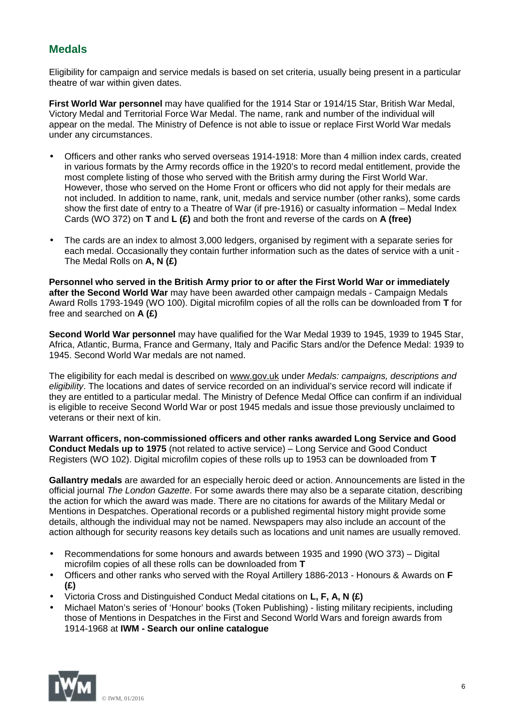## Medals

Eligibility for campaign and service medals is based on set criteria, usually being present in a particular theatre of war within given dates.

**First World War personnel** may have qualified for the 1914 Star or 1914/15 Star, British War Medal, Victory Medal and Territorial Force War Medal. The name, rank and number of the individual will appear on the medal. The Ministry of Defence is not able to issue or replace First World War medals under any circumstances.

- Officers and other ranks who served overseas 1914-1918: More than 4 million index cards, created in various formats by the Army records office in the 1920's to record medal entitlement, provide the most complete listing of those who served with the British army during the First World War. However, those who served on the Home Front or officers who did not apply for their medals are not included. In addition to name, rank, unit, medals and service number (other ranks), some cards show the first date of entry to a Theatre of War (if pre-1916) or casualty information – Medal Index Cards (WO 372) on **T** and **L (£)** and both the front and reverse of the cards on **A (free)**
- The cards are an index to almost 3,000 ledgers, organised by regiment with a separate series for each medal. Occasionally they contain further information such as the dates of service with a unit - The Medal Rolls on **A, N (£)**

**Personnel who served in the British Army prior to or after the First World War or immediately after the Second World War** may have been awarded other campaign medals - Campaign Medals Award Rolls 1793-1949 (WO 100). Digital microfilm copies of all the rolls can be downloaded from **T** for free and searched on **A (£)**

**Second World War personnel** may have qualified for the War Medal 1939 to 1945, 1939 to 1945 Star, Africa, Atlantic, Burma, France and Germany, Italy and Pacific Stars and/or the Defence Medal: 1939 to 1945. Second World War medals are not named.

The eligibility for each medal is described on www.gov.uk under *Medals: campaigns, descriptions and eligibility*. The locations and dates of service recorded on an individual's service record will indicate if they are entitled to a particular medal. The Ministry of Defence Medal Office can confirm if an individual is eligible to receive Second World War or post 1945 medals and issue those previously unclaimed to veterans or their next of kin.

**Warrant officers, non-commissioned officers and other ranks awarded Long Service and Good Conduct Medals up to 1975** (not related to active service) – Long Service and Good Conduct Registers (WO 102). Digital microfilm copies of these rolls up to 1953 can be downloaded from **T**

**Gallantry medals** are awarded for an especially heroic deed or action. Announcements are listed in the official journal *The London Gazette*. For some awards there may also be a separate citation, describing the action for which the award was made. There are no citations for awards of the Military Medal or Mentions in Despatches. Operational records or a published regimental history might provide some details, although the individual may not be named. Newspapers may also include an account of the action although for security reasons key details such as locations and unit names are usually removed.

- Recommendations for some honours and awards between 1935 and 1990 (WO 373) – Digital microfilm copies of all these rolls can be downloaded from **T**
- Officers and other ranks who served with the Royal Artillery 1886-2013 - Honours & Awards on **F (£)**
- Victoria Cross and Distinguished Conduct Medal citations on **L, F, A, N (£)**
- Michael Maton's series of 'Honour' books (Token Publishing) - listing military recipients, including those of Mentions in Despatches in the First and Second World Wars and foreign awards from 1914-1968 at **IWM - Search our online catalogue**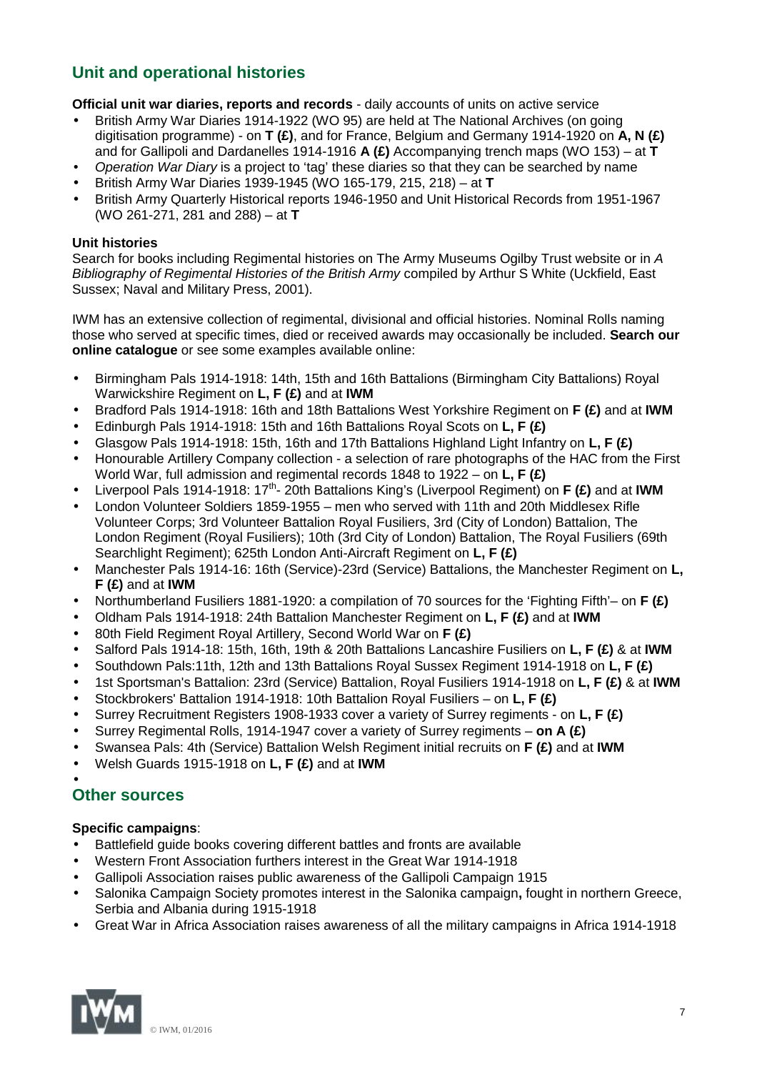## Unit and operational histories

**Official unit war diaries, reports and records** - daily accounts of units on active service

- British Army War Diaries 1914-1922 (WO 95) are held at The National Archives (on going digitisation programme) - on **T (£)**, and for France, Belgium and Germany 1914-1920 on **A, N (£)** and for Gallipoli and Dardanelles 1914-1916 **A (£)** Accompanying trench maps (WO 153) – at **T**
- *Operation War Diary* is a project to 'tag' these diaries so that they can be searched by name
- British Army War Diaries 1939-1945 (WO 165-179, 215, 218) – at **T**
- British Army Quarterly Historical reports 1946-1950 and Unit Historical Records from 1951-1967 (WO 261-271, 281 and 288) – at **T**

**Unit histories**

Search for books including Regimental histories on The Army Museums Ogilby Trust website or in *A Bibliography of Regimental Histories of the British Army* compiled by Arthur S White (Uckfield, East Sussex; Naval and Military Press, 2001).

IWM has an extensive collection of regimental, divisional and official histories. Nominal Rolls naming those who served at specific times, died or received awards may occasionally be included. **Search our online catalogue** or see some examples available online:

- Birmingham Pals 1914-1918: 14th, 15th and 16th Battalions (Birmingham City Battalions) Royal Warwickshire Regiment on **L, F (£)** and at **IWM**
- Bradford Pals 1914-1918: 16th and 18th Battalions West Yorkshire Regiment on **F (£)** and at **IWM**
- Edinburgh Pals 1914-1918: 15th and 16th Battalions Royal Scots on **L, F (£)**
- Glasgow Pals 1914-1918: 15th, 16th and 17th Battalions Highland Light Infantry on **L, F (£)**
- Honourable Artillery Company collection - a selection of rare photographs of the HAC from the First World War, full admission and regimental records 1848 to 1922 – on **L, F (£)**
- Liverpool Pals 1914-1918: 17th- 20th Battalions King's (Liverpool Regiment) on **F (£)** and at **IWM**
- London Volunteer Soldiers 1859-1955 – men who served with 11th and 20th Middlesex Rifle Volunteer Corps; 3rd Volunteer Battalion Royal Fusiliers, 3rd (City of London) Battalion, The London Regiment (Royal Fusiliers); 10th (3rd City of London) Battalion, The Royal Fusiliers (69th Searchlight Regiment); 625th London Anti-Aircraft Regiment on **L, F (£)**
- Manchester Pals 1914-16: 16th (Service)-23rd (Service) Battalions, the Manchester Regiment on **L, F (£)** and at **IWM**
- Northumberland Fusiliers 1881-1920: a compilation of 70 sources for the 'Fighting Fifth'– on **F (£)**
- Oldham Pals 1914-1918: 24th Battalion Manchester Regiment on **L, F (£)** and at **IWM**
- 80th Field Regiment Royal Artillery, Second World War on **F (£)**
- Salford Pals 1914-18: 15th, 16th, 19th & 20th Battalions Lancashire Fusiliers on **L, F (£)** & at **IWM**
- Southdown Pals:11th, 12th and 13th Battalions Royal Sussex Regiment 1914-1918 on **L, F (£)**
- 1st Sportsman's Battalion: 23rd (Service) Battalion, Royal Fusiliers 1914-1918 on **L, F (£)** & at **IWM**
- Stockbrokers' Battalion 1914-1918: 10th Battalion Royal Fusiliers – on **L, F (£)**
- Surrey Recruitment Registers 1908-1933 cover a variety of Surrey regiments - on **L, F (£)**
- Surrey Regimental Rolls, 1914-1947 cover a variety of Surrey regiments – **on A (£)**
- Swansea Pals: 4th (Service) Battalion Welsh Regiment initial recruits on **F (£)** and at **IWM**
- Welsh Guards 1915-1918 on **L, F (£)** and at **IWM**

## Other sources

**Specific campaigns**:

- Battlefield guide books covering different battles and fronts are available
- Western Front Association furthers interest in the Great War 1914-1918
- Gallipoli Association raises public awareness of the Gallipoli Campaign 1915
- Salonika Campaign Society promotes interest in the Salonika campaign**,** fought in northern Greece, Serbia and Albania during 1915-1918
- Great War in Africa Association raises awareness of all the military campaigns in Africa 1914-1918

© IWM, 01/2016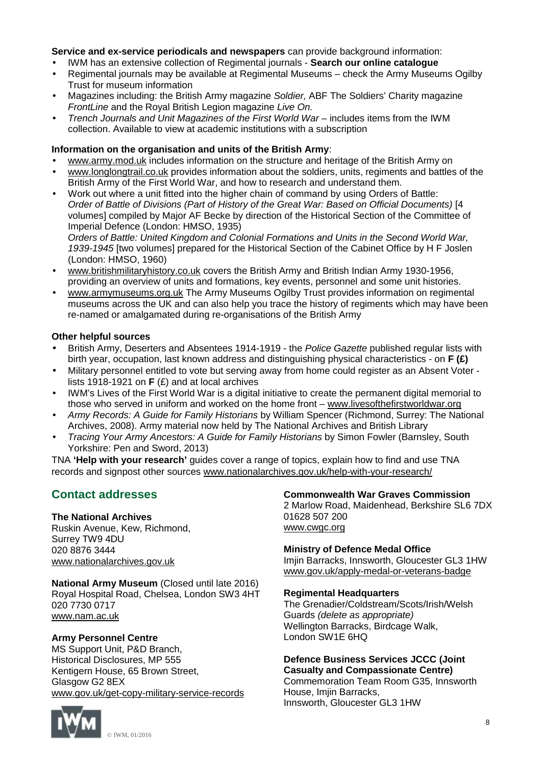**Service and ex-service periodicals and newspapers** can provide background information:

- IWM has an extensive collection of Regimental journals - **Search our online catalogue**
- Regimental journals may be available at Regimental Museums – check the Army Museums Ogilby Trust for museum information
- Magazines including: the British Army magazine *Soldier,* ABF The Soldiers' Charity magazine *FrontLine* and the Royal British Legion magazine *Live On.*
- *Trench Journals and Unit Magazines of the First World War* – includes items from the IWM collection. Available to view at academic institutions with a subscription

**Information on the organisation and units of the British Army**:

- www.army.mod.uk includes information on the structure and heritage of the British Army on
- www.longlongtrail.co.uk provides information about the soldiers, units, regiments and battles of the British Army of the First World War, and how to research and understand them.
- Work out where a unit fitted into the higher chain of command by using Orders of Battle: *Order of Battle of Divisions (Part of History of the Great War: Based on Official Documents)* [4 volumes] compiled by Major AF Becke by direction of the Historical Section of the Committee of Imperial Defence (London: HMSO, 1935)
  *Orders of Battle: United Kingdom and Colonial Formations and Units in the Second World War, 1939-1945* [two volumes] prepared for the Historical Section of the Cabinet Office by H F Joslen (London: HMSO, 1960)
- www.britishmilitaryhistory.co.uk covers the British Army and British Indian Army 1930-1956, providing an overview of units and formations, key events, personnel and some unit histories.
- www.armymuseums.org.uk The Army Museums Ogilby Trust provides information on regimental museums across the UK and can also help you trace the history of regiments which may have been re-named or amalgamated during re-organisations of the British Army

**Other helpful sources**

- British Army, Deserters and Absentees 1914-1919 - the *Police Gazette* published regular lists with birth year, occupation, last known address and distinguishing physical characteristics - on **F (£)**
- Military personnel entitled to vote but serving away from home could register as an Absent Voter - lists 1918-1921 on **F** (£) and at local archives
- IWM's Lives of the First World War is a digital initiative to create the permanent digital memorial to those who served in uniform and worked on the home front – www.livesofthefirstworldwar.org
- *Army Records: A Guide for Family Historians* by William Spencer (Richmond, Surrey: The National Archives, 2008). Army material now held by The National Archives and British Library
- *Tracing Your Army Ancestors: A Guide for Family Historians* by Simon Fowler (Barnsley, South Yorkshire: Pen and Sword, 2013)

TNA **'Help with your research'** guides cover a range of topics, explain how to find and use TNA records and signpost other sources www.nationalarchives.gov.uk/help-with-your-research/

## Contact addresses

**The National Archives**
Ruskin Avenue, Kew, Richmond,
Surrey TW9 4DU
020 8876 3444
www.nationalarchives.gov.uk

**National Army Museum** (Closed until late 2016)
Royal Hospital Road, Chelsea, London SW3 4HT
020 7730 0717
www.nam.ac.uk

**Army Personnel Centre**
MS Support Unit, P&D Branch,
Historical Disclosures, MP 555
Kentigern House, 65 Brown Street,
Glasgow G2 8EX
www.gov.uk/get-copy-military-service-records

**Commonwealth War Graves Commission**
2 Marlow Road, Maidenhead, Berkshire SL6 7DX
01628 507 200
www.cwgc.org

**Ministry of Defence Medal Office**
Imjin Barracks, Innsworth, Gloucester GL3 1HW
www.gov.uk/apply-medal-or-veterans-badge

**Regimental Headquarters**
The Grenadier/Coldstream/Scots/Irish/Welsh Guards *(delete as appropriate)*
Wellington Barracks, Birdcage Walk,
London SW1E 6HQ

**Defence Business Services JCCC (Joint Casualty and Compassionate Centre)**
Commemoration Team Room G35, Innsworth House, Imjin Barracks,
Innsworth, Gloucester GL3 1HW

© IWM, 01/2016